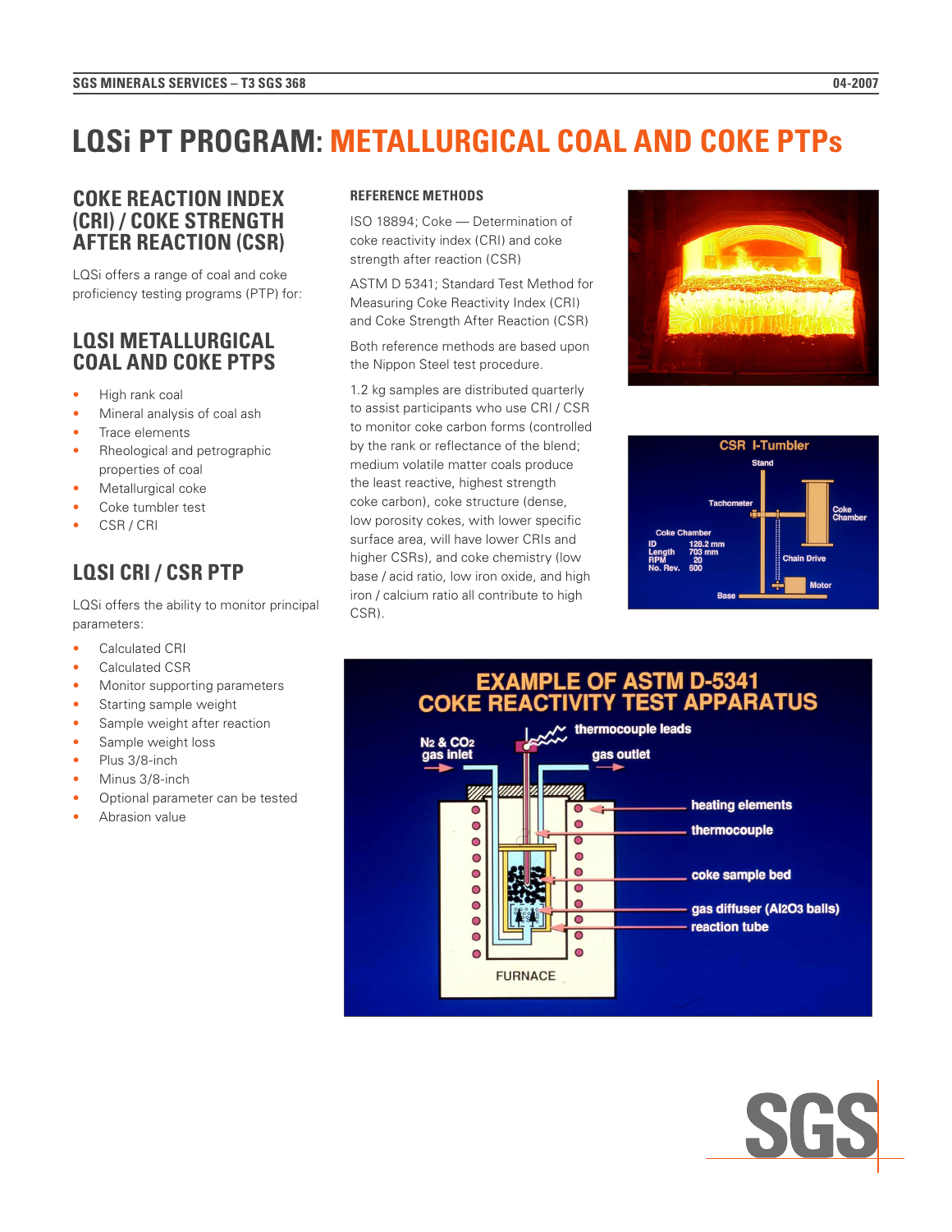# LQSi PT PROGRAM: METALLURGICAL COAL AND COKE PTPs

## COKE REACTION INDEX (CRI) / COKE STRENGTH AFTER REACTION (CSR)

LQSi offers a range of coal and coke proficiency testing programs (PTP) for:

## LQSI METALLURGICAL COAL AND COKE PTPS

- High rank coal
- Mineral analysis of coal ash
- Trace elements
- Rheological and petrographic properties of coal
- Metallurgical coke
- Coke tumbler test
- CSR / CRI

## LQSI CRI / CSR PTP

LQSi offers the ability to monitor principal parameters:

- Calculated CRI
- Calculated CSR
- Monitor supporting parameters
- Starting sample weight
- Sample weight after reaction
- Sample weight loss
- Plus 3/8-inch
- Minus 3/8-inch
- Optional parameter can be tested
- Abrasion value

### REFERENCE METHODS

ISO 18894; Coke — Determination of coke reactivity index (CRI) and coke strength after reaction (CSR)

ASTM D 5341; Standard Test Method for Measuring Coke Reactivity Index (CRI) and Coke Strength After Reaction (CSR)

Both reference methods are based upon the Nippon Steel test procedure.

1.2 kg samples are distributed quarterly to assist participants who use CRI / CSR to monitor coke carbon forms (controlled by the rank or reflectance of the blend; medium volatile matter coals produce the least reactive, highest strength coke carbon), coke structure (dense, low porosity cokes, with lower specific surface area, will have lower CRIs and higher CSRs), and coke chemistry (low base / acid ratio, low iron oxide, and high iron / calcium ratio all contribute to high CSR).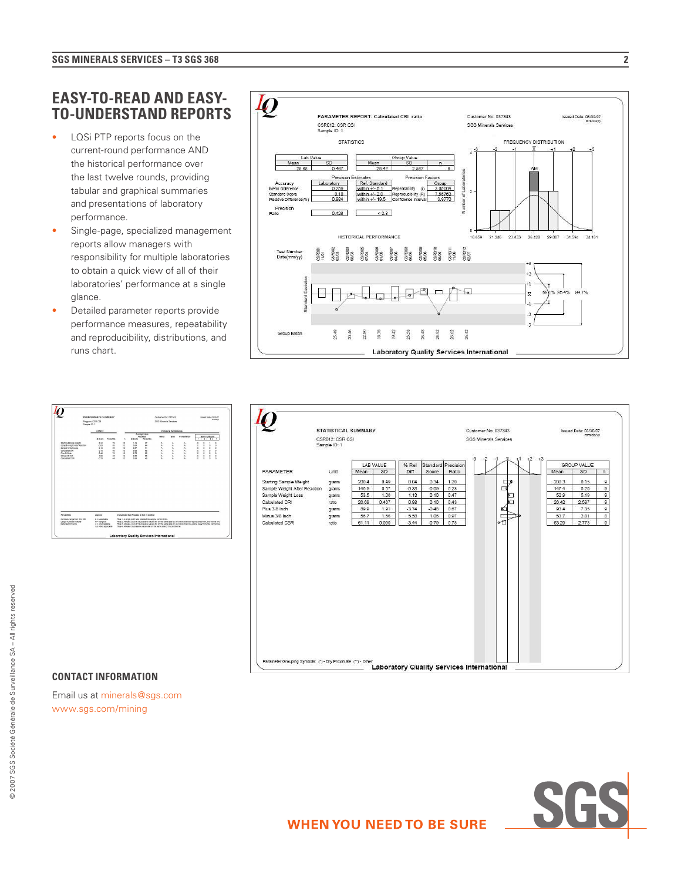## EASY-TO-READ AND EASY-TO-UNDERSTAND REPORTS

- LQSi PTP reports focus on the current-round performance AND the historical performance over the last twelve rounds, providing tabular and graphical summaries and presentations of laboratory performance.
- Single-page, specialized management reports allow managers with responsibility for multiple laboratories to obtain a quick view of all of their laboratories' performance at a single glance.
- Detailed parameter reports provide performance measures, repeatability and reproducibility, distributions, and runs chart.

### CONTACT INFORMATION

Email us at minerals@sgs.com

www.sgs.com/mining

WHEN YOU NEED TO BE SURE